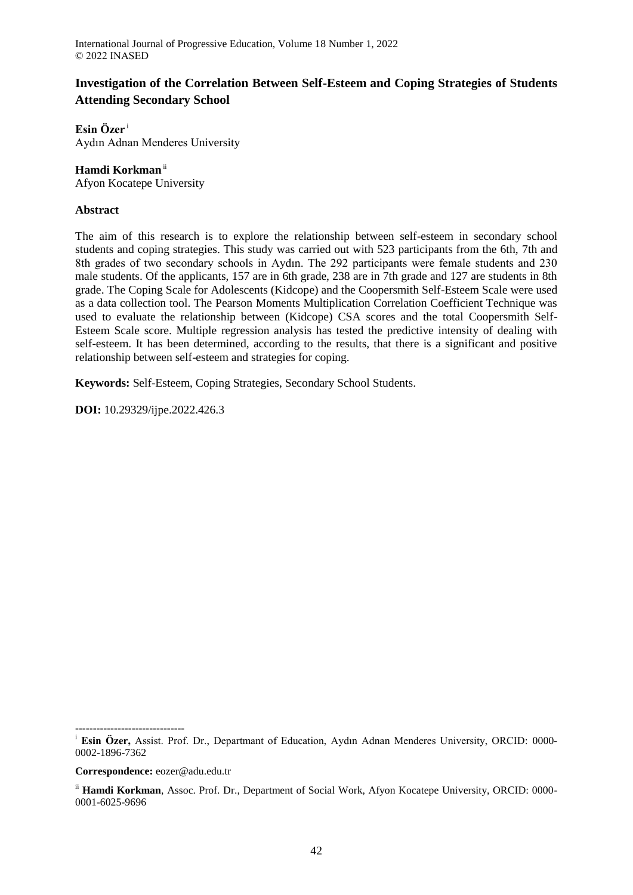# Investigation of the Correlation Between Self-Esteem and Coping Strategies of Students Attending Secondary School

**Esin Özer** [i]
Aydın Adnan Menderes University

**Hamdi Korkman** [ii]
Afyon Kocatepe University

## Abstract

The aim of this research is to explore the relationship between self-esteem in secondary school students and coping strategies. This study was carried out with 523 participants from the 6th, 7th and 8th grades of two secondary schools in Aydın. The 292 participants were female students and 230 male students. Of the applicants, 157 are in 6th grade, 238 are in 7th grade and 127 are students in 8th grade. The Coping Scale for Adolescents (Kidcope) and the Coopersmith Self-Esteem Scale were used as a data collection tool. The Pearson Moments Multiplication Correlation Coefficient Technique was used to evaluate the relationship between (Kidcope) CSA scores and the total Coopersmith Self-Esteem Scale score. Multiple regression analysis has tested the predictive intensity of dealing with self-esteem. It has been determined, according to the results, that there is a significant and positive relationship between self-esteem and strategies for coping.

**Keywords:** Self-Esteem, Coping Strategies, Secondary School Students.

**DOI:** 10.29329/ijpe.2022.426.3

-------------------------------

[i] **Esin Özer,** Assist. Prof. Dr., Departmant of Education, Aydın Adnan Menderes University, ORCID: 0000-0002-1896-7362

**Correspondence:** eozer@adu.edu.tr

[ii] **Hamdi Korkman**, Assoc. Prof. Dr., Department of Social Work, Afyon Kocatepe University, ORCID: 0000-0001-6025-9696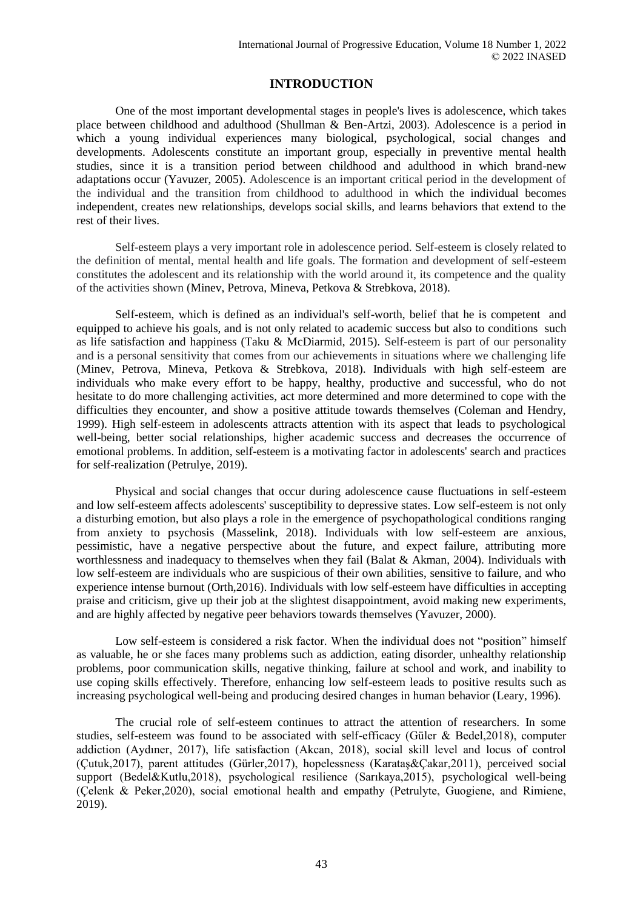## INTRODUCTION

One of the most important developmental stages in people's lives is adolescence, which takes place between childhood and adulthood (Shullman & Ben-Artzi, 2003). Adolescence is a period in which a young individual experiences many biological, psychological, social changes and developments. Adolescents constitute an important group, especially in preventive mental health studies, since it is a transition period between childhood and adulthood in which brand-new adaptations occur (Yavuzer, 2005). Adolescence is an important critical period in the development of the individual and the transition from childhood to adulthood in which the individual becomes independent, creates new relationships, develops social skills, and learns behaviors that extend to the rest of their lives.

Self-esteem plays a very important role in adolescence period. Self-esteem is closely related to the definition of mental, mental health and life goals. The formation and development of self-esteem constitutes the adolescent and its relationship with the world around it, its competence and the quality of the activities shown (Minev, Petrova, Mineva, Petkova & Strebkova, 2018).

Self-esteem, which is defined as an individual's self-worth, belief that he is competent and equipped to achieve his goals, and is not only related to academic success but also to conditions such as life satisfaction and happiness (Taku & McDiarmid, 2015). Self-esteem is part of our personality and is a personal sensitivity that comes from our achievements in situations where we challenging life (Minev, Petrova, Mineva, Petkova & Strebkova, 2018). Individuals with high self-esteem are individuals who make every effort to be happy, healthy, productive and successful, who do not hesitate to do more challenging activities, act more determined and more determined to cope with the difficulties they encounter, and show a positive attitude towards themselves (Coleman and Hendry, 1999). High self-esteem in adolescents attracts attention with its aspect that leads to psychological well-being, better social relationships, higher academic success and decreases the occurrence of emotional problems. In addition, self-esteem is a motivating factor in adolescents' search and practices for self-realization (Petrulye, 2019).

Physical and social changes that occur during adolescence cause fluctuations in self-esteem and low self-esteem affects adolescents' susceptibility to depressive states. Low self-esteem is not only a disturbing emotion, but also plays a role in the emergence of psychopathological conditions ranging from anxiety to psychosis (Masselink, 2018). Individuals with low self-esteem are anxious, pessimistic, have a negative perspective about the future, and expect failure, attributing more worthlessness and inadequacy to themselves when they fail (Balat & Akman, 2004). Individuals with low self-esteem are individuals who are suspicious of their own abilities, sensitive to failure, and who experience intense burnout (Orth,2016). Individuals with low self-esteem have difficulties in accepting praise and criticism, give up their job at the slightest disappointment, avoid making new experiments, and are highly affected by negative peer behaviors towards themselves (Yavuzer, 2000).

Low self-esteem is considered a risk factor. When the individual does not "position" himself as valuable, he or she faces many problems such as addiction, eating disorder, unhealthy relationship problems, poor communication skills, negative thinking, failure at school and work, and inability to use coping skills effectively. Therefore, enhancing low self-esteem leads to positive results such as increasing psychological well-being and producing desired changes in human behavior (Leary, 1996).

The crucial role of self-esteem continues to attract the attention of researchers. In some studies, self-esteem was found to be associated with self-efficacy (Güler & Bedel,2018), computer addiction (Aydıner, 2017), life satisfaction (Akcan, 2018), social skill level and locus of control (Çutuk,2017), parent attitudes (Gürler,2017), hopelessness (Karataş&Çakar,2011), perceived social support (Bedel&Kutlu,2018), psychological resilience (Sarıkaya,2015), psychological well-being (Çelenk & Peker,2020), social emotional health and empathy (Petrulyte, Guogiene, and Rimiene, 2019).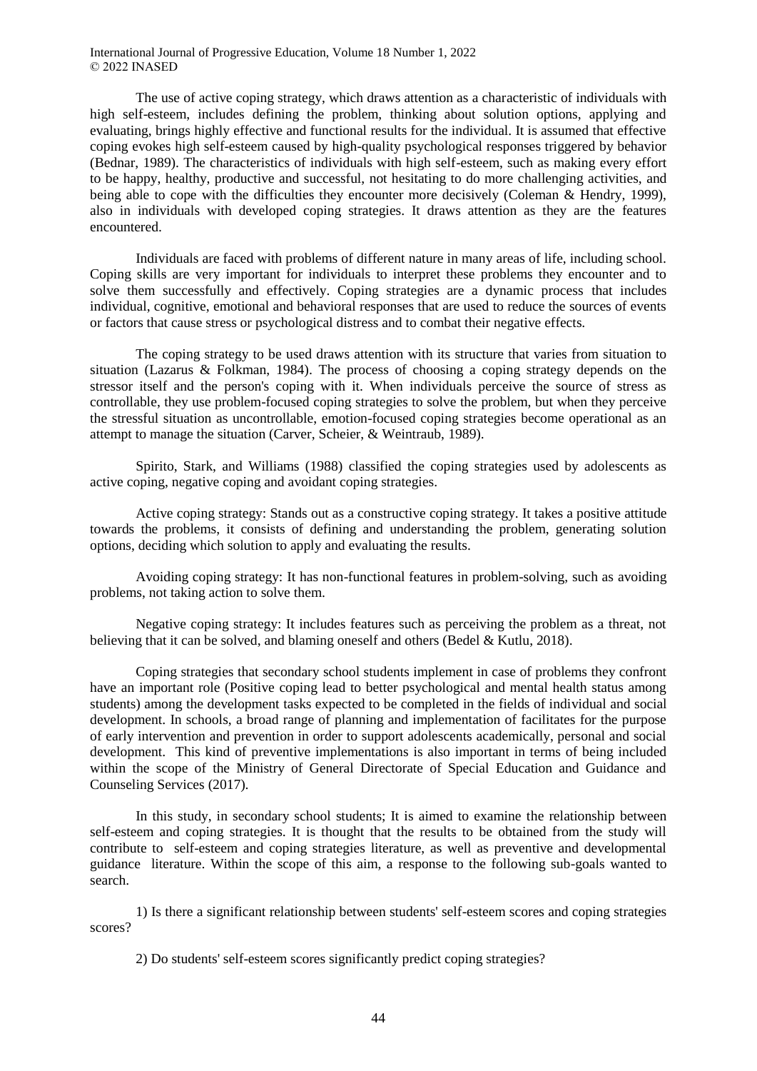The use of active coping strategy, which draws attention as a characteristic of individuals with high self-esteem, includes defining the problem, thinking about solution options, applying and evaluating, brings highly effective and functional results for the individual. It is assumed that effective coping evokes high self-esteem caused by high-quality psychological responses triggered by behavior (Bednar, 1989). The characteristics of individuals with high self-esteem, such as making every effort to be happy, healthy, productive and successful, not hesitating to do more challenging activities, and being able to cope with the difficulties they encounter more decisively (Coleman & Hendry, 1999), also in individuals with developed coping strategies. It draws attention as they are the features encountered.

Individuals are faced with problems of different nature in many areas of life, including school. Coping skills are very important for individuals to interpret these problems they encounter and to solve them successfully and effectively. Coping strategies are a dynamic process that includes individual, cognitive, emotional and behavioral responses that are used to reduce the sources of events or factors that cause stress or psychological distress and to combat their negative effects.

The coping strategy to be used draws attention with its structure that varies from situation to situation (Lazarus & Folkman, 1984). The process of choosing a coping strategy depends on the stressor itself and the person's coping with it. When individuals perceive the source of stress as controllable, they use problem-focused coping strategies to solve the problem, but when they perceive the stressful situation as uncontrollable, emotion-focused coping strategies become operational as an attempt to manage the situation (Carver, Scheier, & Weintraub, 1989).

Spirito, Stark, and Williams (1988) classified the coping strategies used by adolescents as active coping, negative coping and avoidant coping strategies.

Active coping strategy: Stands out as a constructive coping strategy. It takes a positive attitude towards the problems, it consists of defining and understanding the problem, generating solution options, deciding which solution to apply and evaluating the results.

Avoiding coping strategy: It has non-functional features in problem-solving, such as avoiding problems, not taking action to solve them.

Negative coping strategy: It includes features such as perceiving the problem as a threat, not believing that it can be solved, and blaming oneself and others (Bedel & Kutlu, 2018).

Coping strategies that secondary school students implement in case of problems they confront have an important role (Positive coping lead to better psychological and mental health status among students) among the development tasks expected to be completed in the fields of individual and social development. In schools, a broad range of planning and implementation of facilitates for the purpose of early intervention and prevention in order to support adolescents academically, personal and social development. This kind of preventive implementations is also important in terms of being included within the scope of the Ministry of General Directorate of Special Education and Guidance and Counseling Services (2017).

In this study, in secondary school students; It is aimed to examine the relationship between self-esteem and coping strategies. It is thought that the results to be obtained from the study will contribute to self-esteem and coping strategies literature, as well as preventive and developmental guidance literature. Within the scope of this aim, a response to the following sub-goals wanted to search.

1) Is there a significant relationship between students' self-esteem scores and coping strategies scores?

2) Do students' self-esteem scores significantly predict coping strategies?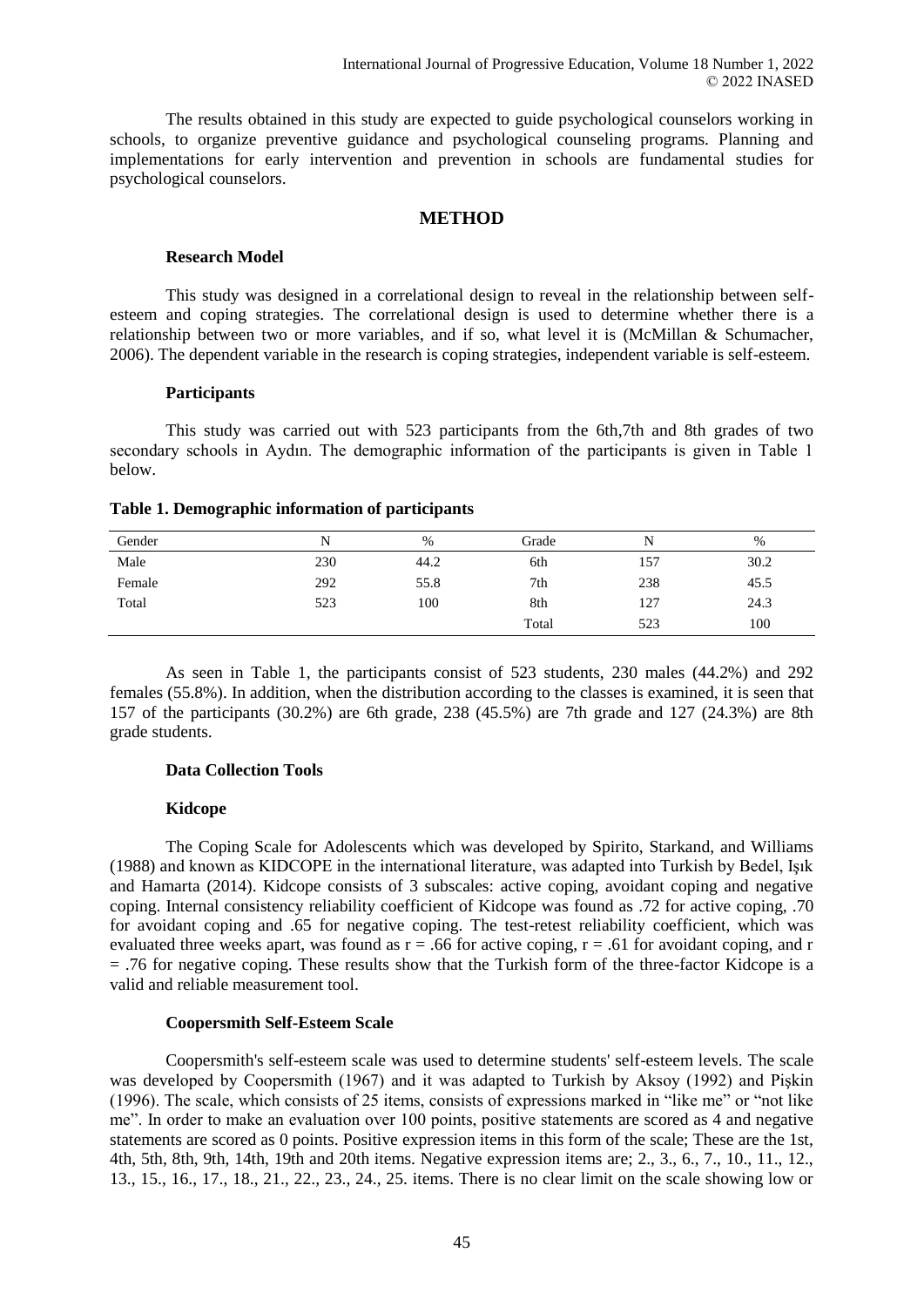The results obtained in this study are expected to guide psychological counselors working in schools, to organize preventive guidance and psychological counseling programs. Planning and implementations for early intervention and prevention in schools are fundamental studies for psychological counselors.

## METHOD

### Research Model

This study was designed in a correlational design to reveal in the relationship between self-esteem and coping strategies. The correlational design is used to determine whether there is a relationship between two or more variables, and if so, what level it is (McMillan & Schumacher, 2006). The dependent variable in the research is coping strategies, independent variable is self-esteem.

### Participants

This study was carried out with 523 participants from the 6th,7th and 8th grades of two secondary schools in Aydın. The demographic information of the participants is given in Table 1 below.

**Table 1. Demographic information of participants**

| Gender | N | % | Grade | N | % |
|---|---|---|---|---|---|
| Male | 230 | 44.2 | 6th | 157 | 30.2 |
| Female | 292 | 55.8 | 7th | 238 | 45.5 |
| Total | 523 | 100 | 8th | 127 | 24.3 |
| | | | Total | 523 | 100 |

As seen in Table 1, the participants consist of 523 students, 230 males (44.2%) and 292 females (55.8%). In addition, when the distribution according to the classes is examined, it is seen that 157 of the participants (30.2%) are 6th grade, 238 (45.5%) are 7th grade and 127 (24.3%) are 8th grade students.

### Data Collection Tools

#### Kidcope

The Coping Scale for Adolescents which was developed by Spirito, Starkand, and Williams (1988) and known as KIDCOPE in the international literature, was adapted into Turkish by Bedel, Işık and Hamarta (2014). Kidcope consists of 3 subscales: active coping, avoidant coping and negative coping. Internal consistency reliability coefficient of Kidcope was found as .72 for active coping, .70 for avoidant coping and .65 for negative coping. The test-retest reliability coefficient, which was evaluated three weeks apart, was found as $r = .66$ for active coping, $r = .61$ for avoidant coping, and $r = .76$ for negative coping. These results show that the Turkish form of the three-factor Kidcope is a valid and reliable measurement tool.

#### Coopersmith Self-Esteem Scale

Coopersmith's self-esteem scale was used to determine students' self-esteem levels. The scale was developed by Coopersmith (1967) and it was adapted to Turkish by Aksoy (1992) and Pişkin (1996). The scale, which consists of 25 items, consists of expressions marked in "like me" or "not like me". In order to make an evaluation over 100 points, positive statements are scored as 4 and negative statements are scored as 0 points. Positive expression items in this form of the scale; These are the 1st, 4th, 5th, 8th, 9th, 14th, 19th and 20th items. Negative expression items are; 2., 3., 6., 7., 10., 11., 12., 13., 15., 16., 17., 18., 21., 22., 23., 24., 25. items. There is no clear limit on the scale showing low or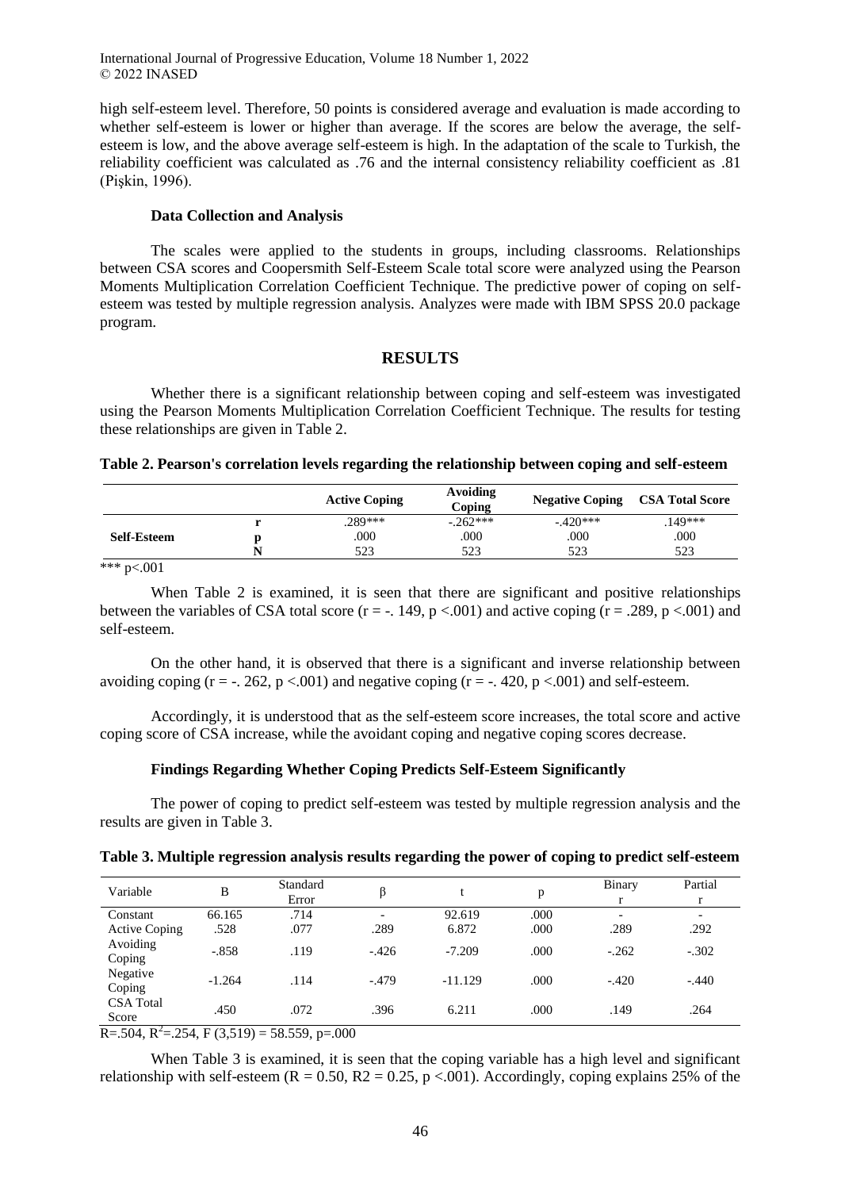high self-esteem level. Therefore, 50 points is considered average and evaluation is made according to whether self-esteem is lower or higher than average. If the scores are below the average, the self-esteem is low, and the above average self-esteem is high. In the adaptation of the scale to Turkish, the reliability coefficient was calculated as .76 and the internal consistency reliability coefficient as .81 (Pişkin, 1996).

### Data Collection and Analysis

The scales were applied to the students in groups, including classrooms. Relationships between CSA scores and Coopersmith Self-Esteem Scale total score were analyzed using the Pearson Moments Multiplication Correlation Coefficient Technique. The predictive power of coping on self-esteem was tested by multiple regression analysis. Analyzes were made with IBM SPSS 20.0 package program.

## RESULTS

Whether there is a significant relationship between coping and self-esteem was investigated using the Pearson Moments Multiplication Correlation Coefficient Technique. The results for testing these relationships are given in Table 2.

**Table 2. Pearson's correlation levels regarding the relationship between coping and self-esteem**

| | | Active Coping | Avoiding Coping | Negative Coping | CSA Total Score |
|---|---|---|---|---|---|
| **Self-Esteem** | **r** | .289*** | -.262*** | -.420*** | .149*** |
| | **p** | .000 | .000 | .000 | .000 |
| | **N** | 523 | 523 | 523 | 523 |

*** p<.001

When Table 2 is examined, it is seen that there are significant and positive relationships between the variables of CSA total score (r = -. 149, p <.001) and active coping (r = .289, p <.001) and self-esteem.

On the other hand, it is observed that there is a significant and inverse relationship between avoiding coping (r = -. 262, p <.001) and negative coping (r = -. 420, p <.001) and self-esteem.

Accordingly, it is understood that as the self-esteem score increases, the total score and active coping score of CSA increase, while the avoidant coping and negative coping scores decrease.

### Findings Regarding Whether Coping Predicts Self-Esteem Significantly

The power of coping to predict self-esteem was tested by multiple regression analysis and the results are given in Table 3.

**Table 3. Multiple regression analysis results regarding the power of coping to predict self-esteem**

| Variable | B | Standard Error | β | t | p | Binary r | Partial r |
|---|---|---|---|---|---|---|---|
| Constant | 66.165 | .714 | - | 92.619 | .000 | - | - |
| Active Coping | .528 | .077 | .289 | 6.872 | .000 | .289 | .292 |
| Avoiding Coping | -.858 | .119 | -.426 | -7.209 | .000 | -.262 | -.302 |
| Negative Coping | -1.264 | .114 | -.479 | -11.129 | .000 | -.420 | -.440 |
| CSA Total Score | .450 | .072 | .396 | 6.211 | .000 | .149 | .264 |

$R=.504$, $R^2=.254$, $F(3,519) = 58.559$, $p=.000$

When Table 3 is examined, it is seen that the coping variable has a high level and significant relationship with self-esteem ($R = 0.50$, $R2 = 0.25$, $p <.001$). Accordingly, coping explains 25% of the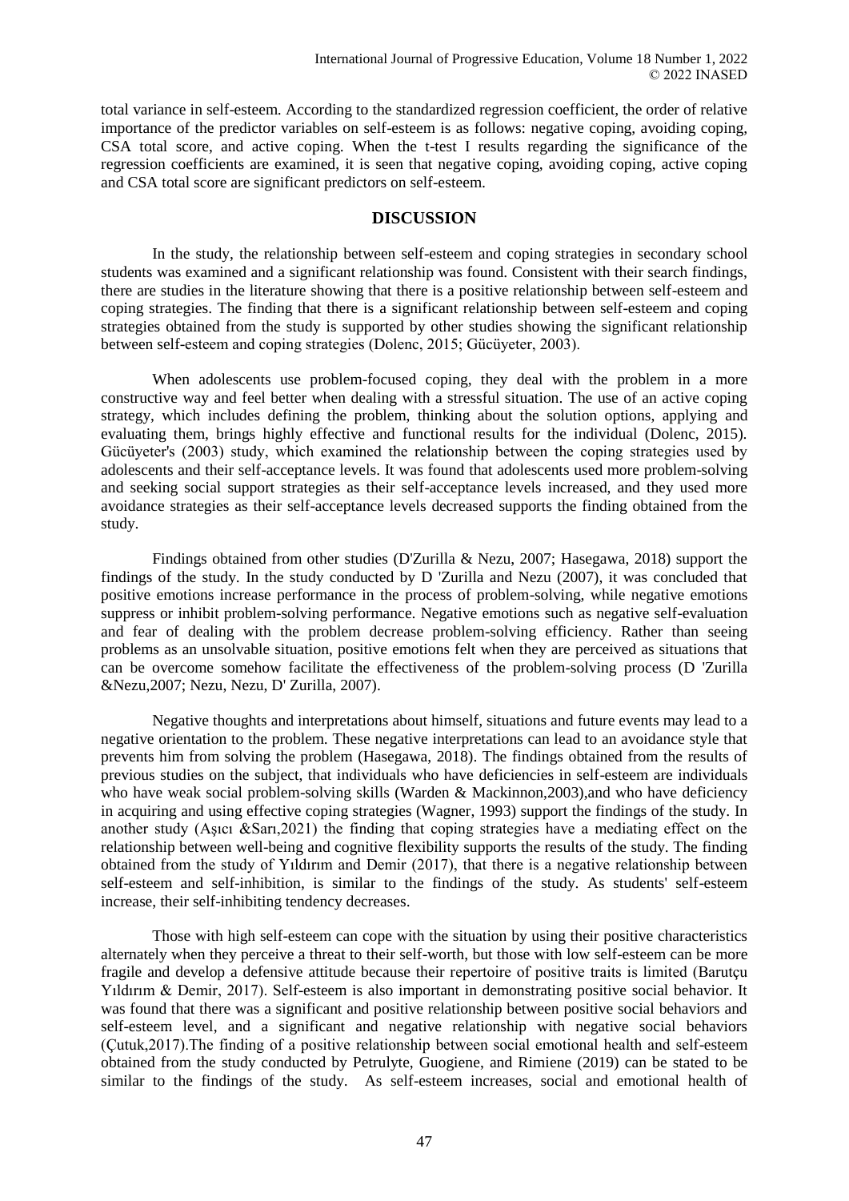total variance in self-esteem. According to the standardized regression coefficient, the order of relative importance of the predictor variables on self-esteem is as follows: negative coping, avoiding coping, CSA total score, and active coping. When the t-test I results regarding the significance of the regression coefficients are examined, it is seen that negative coping, avoiding coping, active coping and CSA total score are significant predictors on self-esteem.

## DISCUSSION

In the study, the relationship between self-esteem and coping strategies in secondary school students was examined and a significant relationship was found. Consistent with their search findings, there are studies in the literature showing that there is a positive relationship between self-esteem and coping strategies. The finding that there is a significant relationship between self-esteem and coping strategies obtained from the study is supported by other studies showing the significant relationship between self-esteem and coping strategies (Dolenc, 2015; Gücüyeter, 2003).

When adolescents use problem-focused coping, they deal with the problem in a more constructive way and feel better when dealing with a stressful situation. The use of an active coping strategy, which includes defining the problem, thinking about the solution options, applying and evaluating them, brings highly effective and functional results for the individual (Dolenc, 2015). Gücüyeter's (2003) study, which examined the relationship between the coping strategies used by adolescents and their self-acceptance levels. It was found that adolescents used more problem-solving and seeking social support strategies as their self-acceptance levels increased, and they used more avoidance strategies as their self-acceptance levels decreased supports the finding obtained from the study.

Findings obtained from other studies (D'Zurilla & Nezu, 2007; Hasegawa, 2018) support the findings of the study. In the study conducted by D 'Zurilla and Nezu (2007), it was concluded that positive emotions increase performance in the process of problem-solving, while negative emotions suppress or inhibit problem-solving performance. Negative emotions such as negative self-evaluation and fear of dealing with the problem decrease problem-solving efficiency. Rather than seeing problems as an unsolvable situation, positive emotions felt when they are perceived as situations that can be overcome somehow facilitate the effectiveness of the problem-solving process (D 'Zurilla &Nezu,2007; Nezu, Nezu, D' Zurilla, 2007).

Negative thoughts and interpretations about himself, situations and future events may lead to a negative orientation to the problem. These negative interpretations can lead to an avoidance style that prevents him from solving the problem (Hasegawa, 2018). The findings obtained from the results of previous studies on the subject, that individuals who have deficiencies in self-esteem are individuals who have weak social problem-solving skills (Warden & Mackinnon,2003),and who have deficiency in acquiring and using effective coping strategies (Wagner, 1993) support the findings of the study. In another study (Aşıcı &Sarı,2021) the finding that coping strategies have a mediating effect on the relationship between well-being and cognitive flexibility supports the results of the study. The finding obtained from the study of Yıldırım and Demir (2017), that there is a negative relationship between self-esteem and self-inhibition, is similar to the findings of the study. As students' self-esteem increase, their self-inhibiting tendency decreases.

Those with high self-esteem can cope with the situation by using their positive characteristics alternately when they perceive a threat to their self-worth, but those with low self-esteem can be more fragile and develop a defensive attitude because their repertoire of positive traits is limited (Barutçu Yıldırım & Demir, 2017). Self-esteem is also important in demonstrating positive social behavior. It was found that there was a significant and positive relationship between positive social behaviors and self-esteem level, and a significant and negative relationship with negative social behaviors (Çutuk,2017).The finding of a positive relationship between social emotional health and self-esteem obtained from the study conducted by Petrulyte, Guogiene, and Rimiene (2019) can be stated to be similar to the findings of the study. As self-esteem increases, social and emotional health of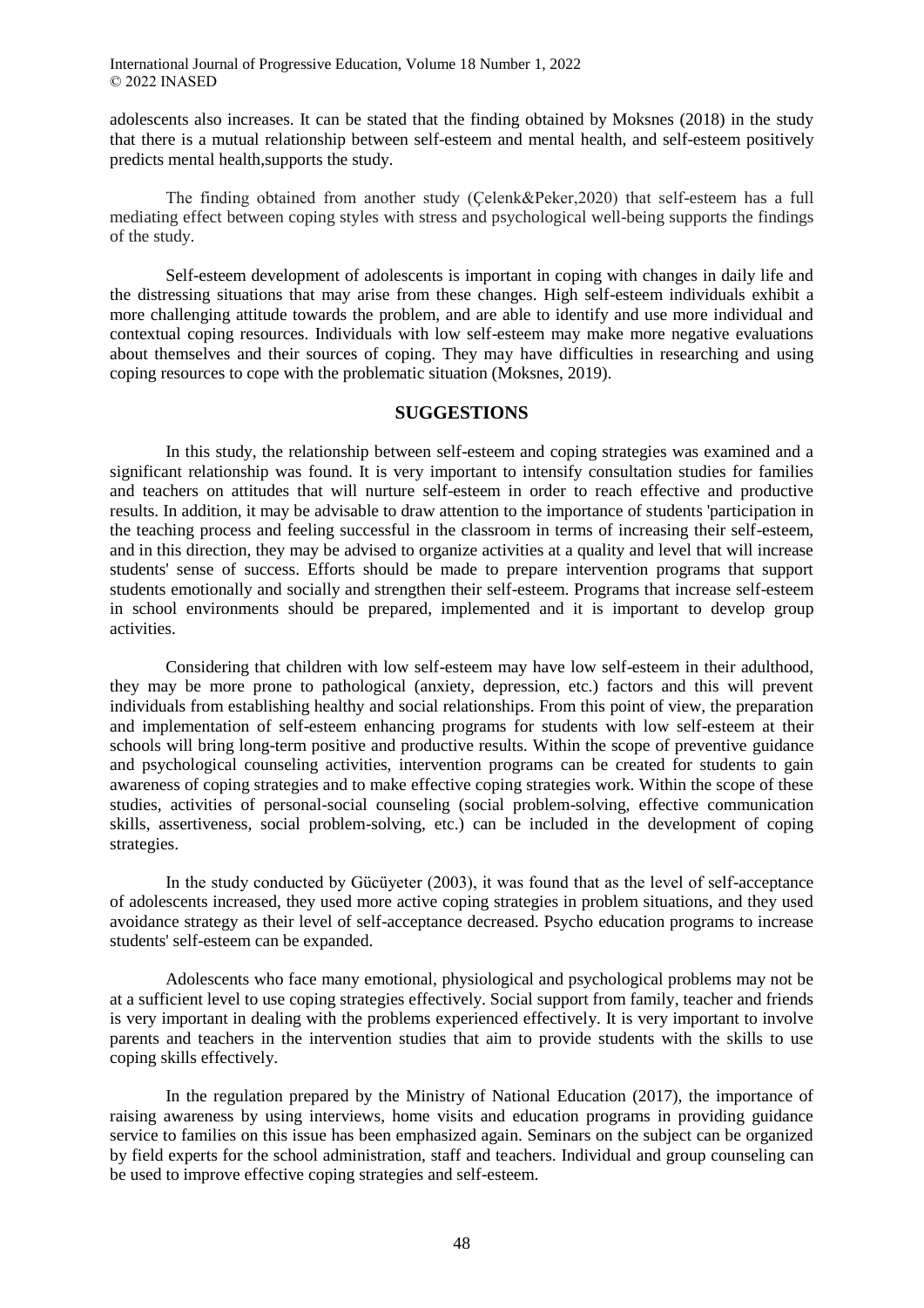adolescents also increases. It can be stated that the finding obtained by Moksnes (2018) in the study that there is a mutual relationship between self-esteem and mental health, and self-esteem positively predicts mental health,supports the study.

The finding obtained from another study (Çelenk&Peker,2020) that self-esteem has a full mediating effect between coping styles with stress and psychological well-being supports the findings of the study.

Self-esteem development of adolescents is important in coping with changes in daily life and the distressing situations that may arise from these changes. High self-esteem individuals exhibit a more challenging attitude towards the problem, and are able to identify and use more individual and contextual coping resources. Individuals with low self-esteem may make more negative evaluations about themselves and their sources of coping. They may have difficulties in researching and using coping resources to cope with the problematic situation (Moksnes, 2019).

## SUGGESTIONS

In this study, the relationship between self-esteem and coping strategies was examined and a significant relationship was found. It is very important to intensify consultation studies for families and teachers on attitudes that will nurture self-esteem in order to reach effective and productive results. In addition, it may be advisable to draw attention to the importance of students 'participation in the teaching process and feeling successful in the classroom in terms of increasing their self-esteem, and in this direction, they may be advised to organize activities at a quality and level that will increase students' sense of success. Efforts should be made to prepare intervention programs that support students emotionally and socially and strengthen their self-esteem. Programs that increase self-esteem in school environments should be prepared, implemented and it is important to develop group activities.

Considering that children with low self-esteem may have low self-esteem in their adulthood, they may be more prone to pathological (anxiety, depression, etc.) factors and this will prevent individuals from establishing healthy and social relationships. From this point of view, the preparation and implementation of self-esteem enhancing programs for students with low self-esteem at their schools will bring long-term positive and productive results. Within the scope of preventive guidance and psychological counseling activities, intervention programs can be created for students to gain awareness of coping strategies and to make effective coping strategies work. Within the scope of these studies, activities of personal-social counseling (social problem-solving, effective communication skills, assertiveness, social problem-solving, etc.) can be included in the development of coping strategies.

In the study conducted by Gücüyeter (2003), it was found that as the level of self-acceptance of adolescents increased, they used more active coping strategies in problem situations, and they used avoidance strategy as their level of self-acceptance decreased. Psycho education programs to increase students' self-esteem can be expanded.

Adolescents who face many emotional, physiological and psychological problems may not be at a sufficient level to use coping strategies effectively. Social support from family, teacher and friends is very important in dealing with the problems experienced effectively. It is very important to involve parents and teachers in the intervention studies that aim to provide students with the skills to use coping skills effectively.

In the regulation prepared by the Ministry of National Education (2017), the importance of raising awareness by using interviews, home visits and education programs in providing guidance service to families on this issue has been emphasized again. Seminars on the subject can be organized by field experts for the school administration, staff and teachers. Individual and group counseling can be used to improve effective coping strategies and self-esteem.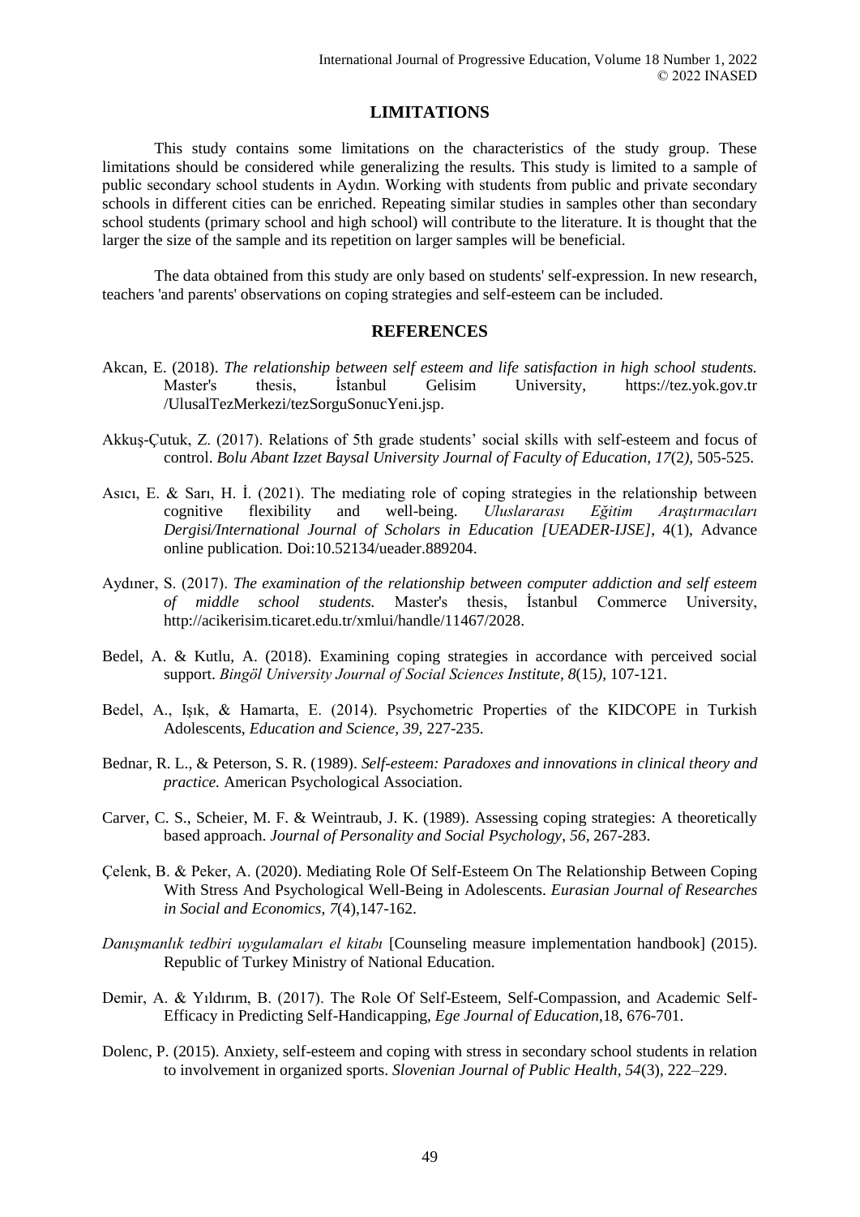## LIMITATIONS

This study contains some limitations on the characteristics of the study group. These limitations should be considered while generalizing the results. This study is limited to a sample of public secondary school students in Aydın. Working with students from public and private secondary schools in different cities can be enriched. Repeating similar studies in samples other than secondary school students (primary school and high school) will contribute to the literature. It is thought that the larger the size of the sample and its repetition on larger samples will be beneficial.

The data obtained from this study are only based on students' self-expression. In new research, teachers 'and parents' observations on coping strategies and self-esteem can be included.

## REFERENCES

Akcan, E. (2018). *The relationship between self esteem and life satisfaction in high school students.* Master's thesis, İstanbul Gelisim University, https://tez.yok.gov.tr /UlusalTezMerkezi/tezSorguSonucYeni.jsp.

Akkuş-Çutuk, Z. (2017). Relations of 5th grade students' social skills with self-esteem and focus of control. *Bolu Abant Izzet Baysal University Journal of Faculty of Education, 17*(2*),* 505-525.

Asıcı, E. & Sarı, H. İ. (2021). The mediating role of coping strategies in the relationship between cognitive flexibility and well-being. *Uluslararası Eğitim Araştırmacıları Dergisi/International Journal of Scholars in Education [UEADER-IJSE]*, 4(1), Advance online publication. Doi:10.52134/ueader.889204.

Aydıner, S. (2017). *The examination of the relationship between computer addiction and self esteem of middle school students.* Master's thesis, İstanbul Commerce University, http://acikerisim.ticaret.edu.tr/xmlui/handle/11467/2028.

Bedel, A. & Kutlu, A. (2018). Examining coping strategies in accordance with perceived social support. *Bingöl University Journal of Social Sciences Institute, 8*(15*),* 107-121.

Bedel, A., Işık, & Hamarta, E. (2014). Psychometric Properties of the KIDCOPE in Turkish Adolescents, *Education and Science, 39,* 227-235.

Bednar, R. L., & Peterson, S. R. (1989). *Self-esteem: Paradoxes and innovations in clinical theory and practice.* American Psychological Association.

Carver, C. S., Scheier, M. F. & Weintraub, J. K. (1989). Assessing coping strategies: A theoretically based approach. *Journal of Personality and Social Psychology, 56,* 267-283.

Çelenk, B. & Peker, A. (2020). Mediating Role Of Self-Esteem On The Relationship Between Coping With Stress And Psychological Well-Being in Adolescents. *Eurasian Journal of Researches in Social and Economics*, *7*(4),147-162.

*Danışmanlık tedbiri uygulamaları el kitabı* [Counseling measure implementation handbook] (2015). Republic of Turkey Ministry of National Education.

Demir, A. & Yıldırım, B. (2017). The Role Of Self-Esteem, Self-Compassion, and Academic Self-Efficacy in Predicting Self-Handicapping, *Ege Journal of Education*,18, 676-701.

Dolenc, P. (2015). Anxiety, self-esteem and coping with stress in secondary school students in relation to involvement in organized sports. *Slovenian Journal of Public Health, 54*(3), 222–229.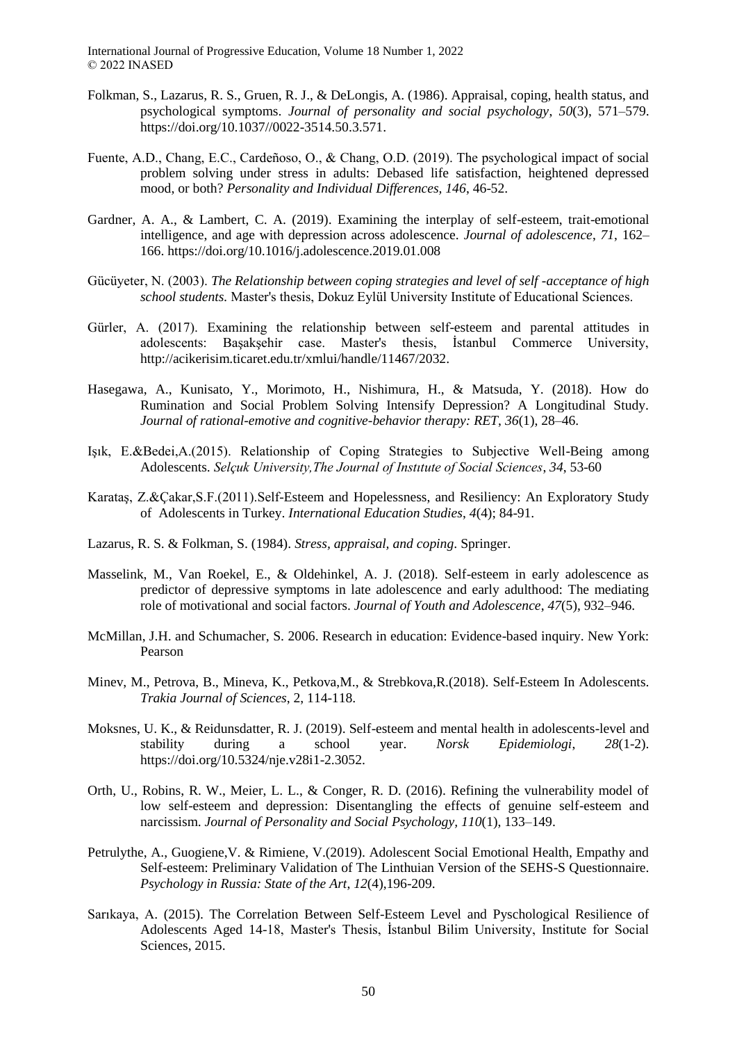Folkman, S., Lazarus, R. S., Gruen, R. J., & DeLongis, A. (1986). Appraisal, coping, health status, and psychological symptoms. *Journal of personality and social psychology*, *50*(3), 571–579. https://doi.org/10.1037//0022-3514.50.3.571.

Fuente, A.D., Chang, E.C., Cardeñoso, O., & Chang, O.D. (2019). The psychological impact of social problem solving under stress in adults: Debased life satisfaction, heightened depressed mood, or both? *Personality and Individual Differences, 146*, 46-52.

Gardner, A. A., & Lambert, C. A. (2019). Examining the interplay of self-esteem, trait-emotional intelligence, and age with depression across adolescence. *Journal of adolescence*, *71*, 162–166. https://doi.org/10.1016/j.adolescence.2019.01.008

Gücüyeter, N. (2003). *The Relationship between coping strategies and level of self -acceptance of high school students.* Master's thesis, Dokuz Eylül University Institute of Educational Sciences.

Gürler, A. (2017). Examining the relationship between self-esteem and parental attitudes in adolescents: Başakşehir case. Master's thesis, İstanbul Commerce University, http://acikerisim.ticaret.edu.tr/xmlui/handle/11467/2032.

Hasegawa, A., Kunisato, Y., Morimoto, H., Nishimura, H., & Matsuda, Y. (2018). How do Rumination and Social Problem Solving Intensify Depression? A Longitudinal Study. *Journal of rational-emotive and cognitive-behavior therapy: RET*, *36*(1), 28–46.

Işık, E.&Bedei,A.(2015). Relationship of Coping Strategies to Subjective Well-Being among Adolescents. *Selçuk University,The Journal of Instıtute of Social Sciences*, *34*, 53-60

Karataş, Z.&Çakar,S.F.(2011).Self-Esteem and Hopelessness, and Resiliency: An Exploratory Study of Adolescents in Turkey. *International Education Studies*, *4*(4); 84-91.

Lazarus, R. S. & Folkman, S. (1984). *Stress, appraisal, and coping*. Springer.

Masselink, M., Van Roekel, E., & Oldehinkel, A. J. (2018). Self-esteem in early adolescence as predictor of depressive symptoms in late adolescence and early adulthood: The mediating role of motivational and social factors. *Journal of Youth and Adolescence*, *47*(5), 932–946.

McMillan, J.H. and Schumacher, S. 2006. Research in education: Evidence-based inquiry. New York: Pearson

Minev, M., Petrova, B., Mineva, K., Petkova,M., & Strebkova,R.(2018). Self-Esteem In Adolescents. *Trakia Journal of Sciences*, 2, 114-118.

Moksnes, U. K., & Reidunsdatter, R. J. (2019). Self-esteem and mental health in adolescents-level and stability during a school year. *Norsk Epidemiologi*, *28*(1-2). https://doi.org/10.5324/nje.v28i1-2.3052.

Orth, U., Robins, R. W., Meier, L. L., & Conger, R. D. (2016). Refining the vulnerability model of low self-esteem and depression: Disentangling the effects of genuine self-esteem and narcissism. *Journal of Personality and Social Psychology*, *110*(1), 133–149.

Petrulythe, A., Guogiene,V. & Rimiene, V.(2019). Adolescent Social Emotional Health, Empathy and Self-esteem: Preliminary Validation of The Linthuian Version of the SEHS-S Questionnaire. *Psychology in Russia: State of the Art*, *12*(4),196-209.

Sarıkaya, A. (2015). The Correlation Between Self-Esteem Level and Pyschological Resilience of Adolescents Aged 14-18, Master's Thesis, İstanbul Bilim University, Institute for Social Sciences, 2015.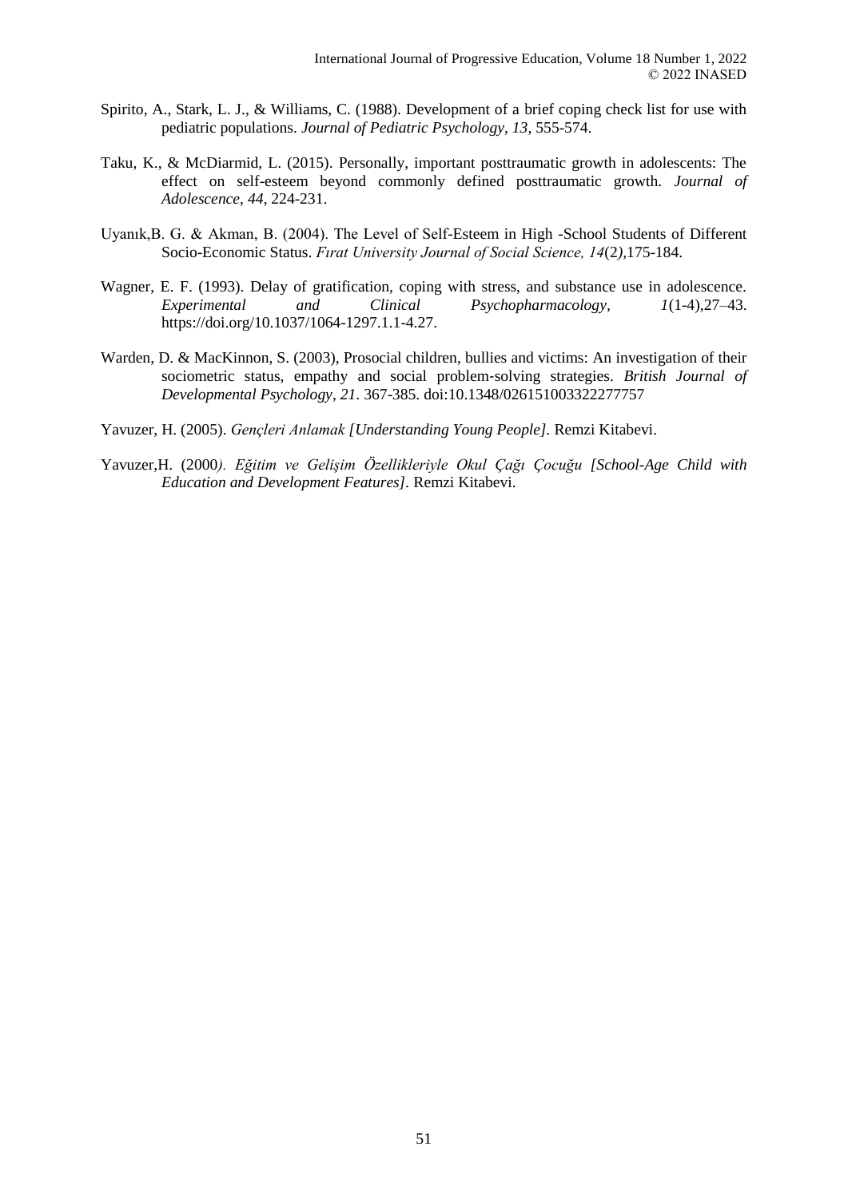Spirito, A., Stark, L. J., & Williams, C. (1988). Development of a brief coping check list for use with pediatric populations. *Journal of Pediatric Psychology*, *13*, 555-574.

Taku, K., & McDiarmid, L. (2015). Personally, important posttraumatic growth in adolescents: The effect on self-esteem beyond commonly defined posttraumatic growth. *Journal of Adolescence*, *44*, 224-231.

Uyanık,B. G. & Akman, B. (2004). The Level of Self-Esteem in High -School Students of Different Socio-Economic Status. *Fırat University Journal of Social Science, 14*(2*)*,175-184.

Wagner, E. F. (1993). Delay of gratification, coping with stress, and substance use in adolescence. *Experimental and Clinical Psychopharmacology*, *1*(1-4),27–43. https://doi.org/10.1037/1064-1297.1.1-4.27.

Warden, D. & MacKinnon, S. (2003), Prosocial children, bullies and victims: An investigation of their sociometric status, empathy and social problem-solving strategies. *British Journal of Developmental Psychology*, *21*. 367-385. doi:10.1348/026151003322277757

Yavuzer, H. (2005). *Gençleri Anlamak [Understanding Young People]*. Remzi Kitabevi.

Yavuzer,H. (2000*). Eğitim ve Gelişim Özellikleriyle Okul Çağı Çocuğu [School-Age Child with Education and Development Features]*. Remzi Kitabevi.